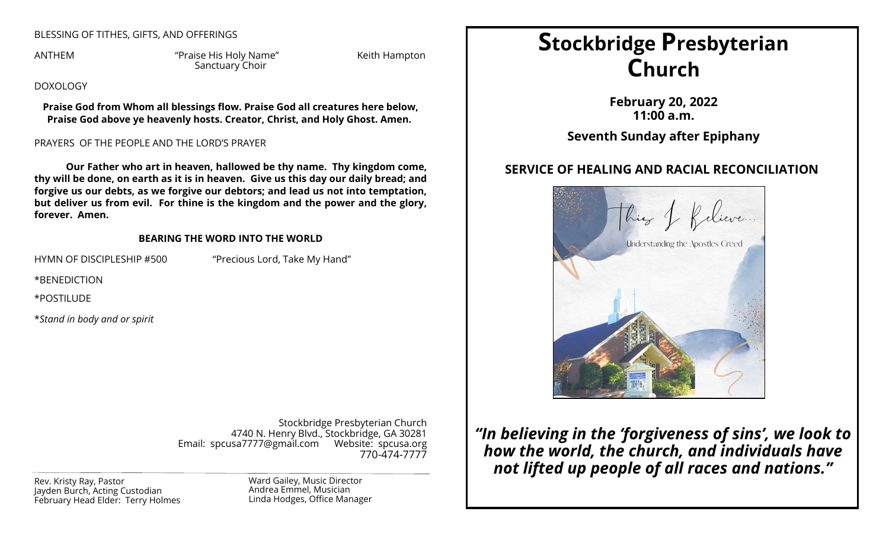BLESSING OF TITHES, GIFTS, AND OFFERINGS

ANTHEM "Praise His Holy Name" Keith Hampton
Sanctuary Choir

DOXOLOGY

**Praise God from Whom all blessings flow. Praise God all creatures here below, Praise God above ye heavenly hosts. Creator, Christ, and Holy Ghost. Amen.**

PRAYERS OF THE PEOPLE AND THE LORD'S PRAYER

**Our Father who art in heaven, hallowed be thy name. Thy kingdom come, thy will be done, on earth as it is in heaven. Give us this day our daily bread; and forgive us our debts, as we forgive our debtors; and lead us not into temptation, but deliver us from evil. For thine is the kingdom and the power and the glory, forever. Amen.**

**BEARING THE WORD INTO THE WORLD**

HYMN OF DISCIPLESHIP #500 "Precious Lord, Take My Hand"

*BENEDICTION

*POSTILUDE

*Stand in body and or spirit*

Stockbridge Presbyterian Church
4740 N. Henry Blvd., Stockbridge, GA 30281
Email: spcusa7777@gmail.com Website: spcusa.org
770-474-7777

Rev. Kristy Ray, Pastor
Jayden Burch, Acting Custodian
February Head Elder: Terry Holmes

Ward Gailey, Music Director
Andrea Emmel, Musician
Linda Hodges, Office Manager

# Stockbridge Presbyterian Church

**February 20, 2022**
**11:00 a.m.**

**Seventh Sunday after Epiphany**

## SERVICE OF HEALING AND RACIAL RECONCILIATION

This I Believe...
Understanding the Apostles Creed

***"In believing in the 'forgiveness of sins', we look to how the world, the church, and individuals have not lifted up people of all races and nations."***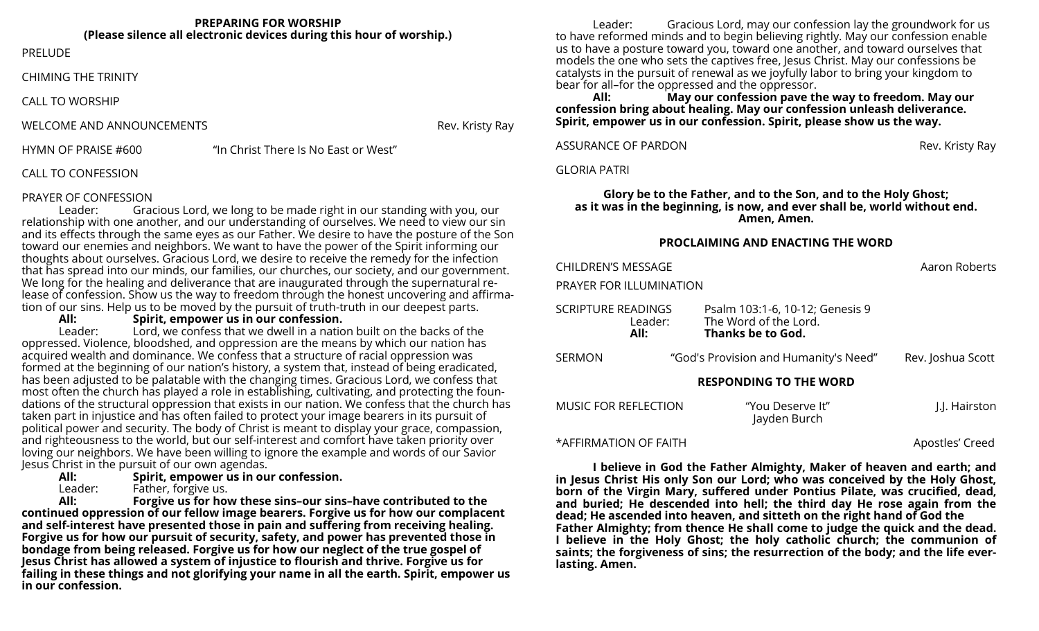**PREPARING FOR WORSHIP**
**(Please silence all electronic devices during this hour of worship.)**

PRELUDE

CHIMING THE TRINITY

CALL TO WORSHIP

WELCOME AND ANNOUNCEMENTS — Rev. Kristy Ray

HYMN OF PRAISE #600 — "In Christ There Is No East or West"

CALL TO CONFESSION

PRAYER OF CONFESSION

Leader: Gracious Lord, we long to be made right in our standing with you, our relationship with one another, and our understanding of ourselves. We need to view our sin and its effects through the same eyes as our Father. We desire to have the posture of the Son toward our enemies and neighbors. We want to have the power of the Spirit informing our thoughts about ourselves. Gracious Lord, we desire to receive the remedy for the infection that has spread into our minds, our families, our churches, our society, and our government. We long for the healing and deliverance that are inaugurated through the supernatural release of confession. Show us the way to freedom through the honest uncovering and affirmation of our sins. Help us to be moved by the pursuit of truth-truth in our deepest parts.

**All: Spirit, empower us in our confession.**

Leader: Lord, we confess that we dwell in a nation built on the backs of the oppressed. Violence, bloodshed, and oppression are the means by which our nation has acquired wealth and dominance. We confess that a structure of racial oppression was formed at the beginning of our nation's history, a system that, instead of being eradicated, has been adjusted to be palatable with the changing times. Gracious Lord, we confess that most often the church has played a role in establishing, cultivating, and protecting the foundations of the structural oppression that exists in our nation. We confess that the church has taken part in injustice and has often failed to protect your image bearers in its pursuit of political power and security. The body of Christ is meant to display your grace, compassion, and righteousness to the world, but our self-interest and comfort have taken priority over loving our neighbors. We have been willing to ignore the example and words of our Savior Jesus Christ in the pursuit of our own agendas.

**All: Spirit, empower us in our confession.**

Leader: Father, forgive us.

**All: Forgive us for how these sins–our sins–have contributed to the continued oppression of our fellow image bearers. Forgive us for how our complacent and self-interest have presented those in pain and suffering from receiving healing. Forgive us for how our pursuit of security, safety, and power has prevented those in bondage from being released. Forgive us for how our neglect of the true gospel of Jesus Christ has allowed a system of injustice to flourish and thrive. Forgive us for failing in these things and not glorifying your name in all the earth. Spirit, empower us in our confession.**

Leader: Gracious Lord, may our confession lay the groundwork for us to have reformed minds and to begin believing rightly. May our confession enable us to have a posture toward you, toward one another, and toward ourselves that models the one who sets the captives free, Jesus Christ. May our confession be catalysts in the pursuit of renewal as we joyfully labor to bring your kingdom to bear for all–for the oppressed and the oppressor.

**All: May our confession pave the way to freedom. May our confession bring about healing. May our confession unleash deliverance. Spirit, empower us in our confession. Spirit, please show us the way.**

ASSURANCE OF PARDON — Rev. Kristy Ray

GLORIA PATRI

**Glory be to the Father, and to the Son, and to the Holy Ghost;**
**as it was in the beginning, is now, and ever shall be, world without end.**
**Amen, Amen.**

**PROCLAIMING AND ENACTING THE WORD**

CHILDREN'S MESSAGE — Aaron Roberts

PRAYER FOR ILLUMINATION

SCRIPTURE READINGS — Psalm 103:1-6, 10-12; Genesis 9

Leader: The Word of the Lord.
**All: Thanks be to God.**

SERMON — "God's Provision and Humanity's Need" — Rev. Joshua Scott

**RESPONDING TO THE WORD**

MUSIC FOR REFLECTION — "You Deserve It" — J.J. Hairston
Jayden Burch

*AFFIRMATION OF FAITH — Apostles' Creed

**I believe in God the Father Almighty, Maker of heaven and earth; and in Jesus Christ His only Son our Lord; who was conceived by the Holy Ghost, born of the Virgin Mary, suffered under Pontius Pilate, was crucified, dead, and buried; He descended into hell; the third day He rose again from the dead; He ascended into heaven, and sitteth on the right hand of God the Father Almighty; from thence He shall come to judge the quick and the dead. I believe in the Holy Ghost; the holy catholic church; the communion of saints; the forgiveness of sins; the resurrection of the body; and the life everlasting. Amen.**